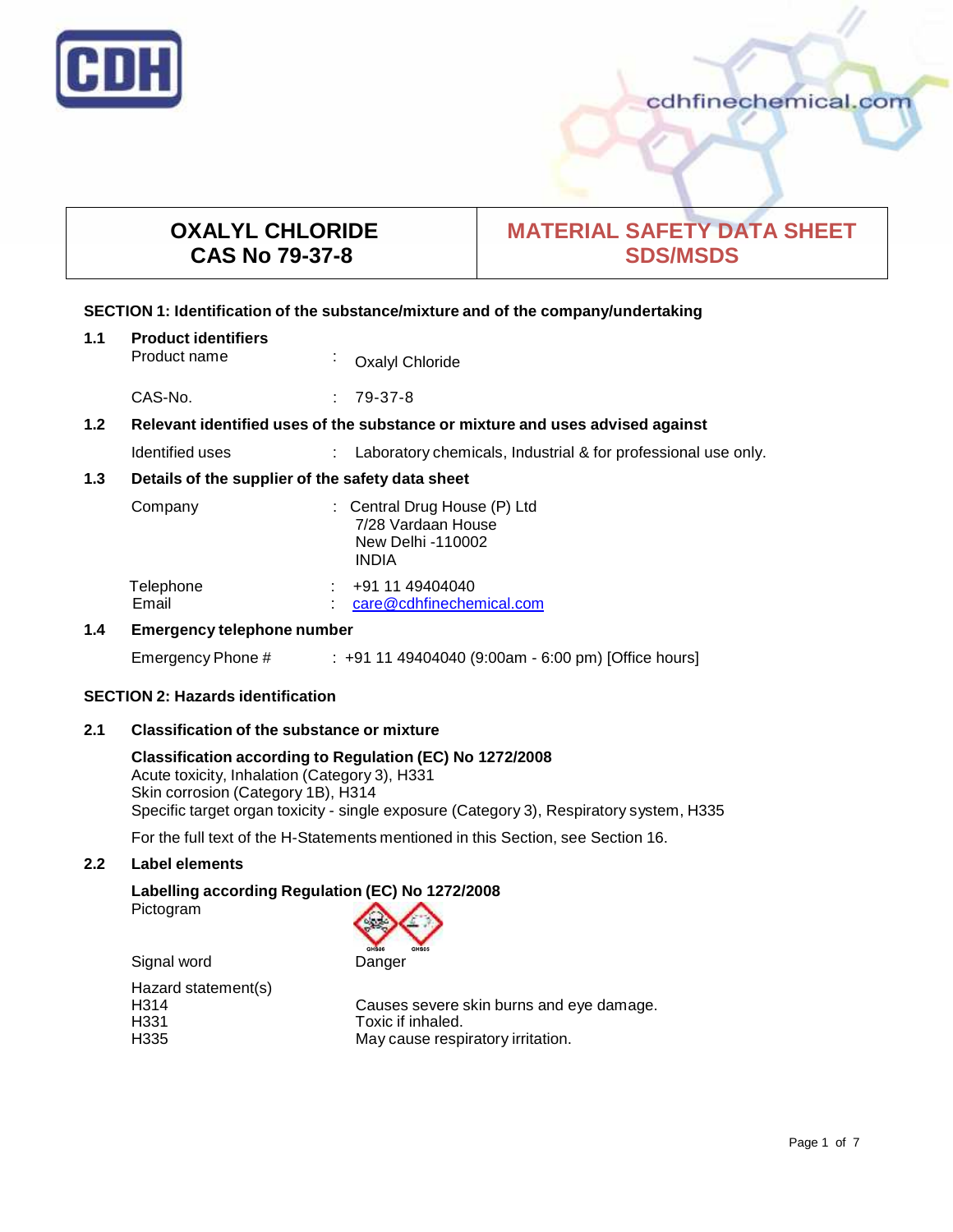# OXALYL CHLORIDE
# CAS No 79-37-8

# MATERIAL SAFETY DATA SHEET SDS/MSDS

## SECTION 1: Identification of the substance/mixture and of the company/undertaking

### 1.1 Product identifiers

| | | |
|---|---|---|
| Product name | : | Oxalyl Chloride |
| CAS-No. | : | 79-37-8 |

### 1.2 Relevant identified uses of the substance or mixture and uses advised against

| | | |
|---|---|---|
| Identified uses | : | Laboratory chemicals, Industrial & for professional use only. |

### 1.3 Details of the supplier of the safety data sheet

| | | |
|---|---|---|
| Company | : | Central Drug House (P) Ltd<br>7/28 Vardaan House<br>New Delhi -110002<br>INDIA |
| Telephone | : | +91 11 49404040 |
| Email | : | care@cdhfinechemical.com |

### 1.4 Emergency telephone number

| | | |
|---|---|---|
| Emergency Phone # | : | +91 11 49404040 (9:00am - 6:00 pm) [Office hours] |

## SECTION 2: Hazards identification

### 2.1 Classification of the substance or mixture

**Classification according to Regulation (EC) No 1272/2008**
Acute toxicity, Inhalation (Category 3), H331
Skin corrosion (Category 1B), H314
Specific target organ toxicity - single exposure (Category 3), Respiratory system, H335

For the full text of the H-Statements mentioned in this Section, see Section 16.

### 2.2 Label elements

**Labelling according Regulation (EC) No 1272/2008**

Pictogram

GHS06 GHS05

Signal word: Danger

Hazard statement(s)

| | |
|---|---|
| H314 | Causes severe skin burns and eye damage. |
| H331 | Toxic if inhaled. |
| H335 | May cause respiratory irritation. |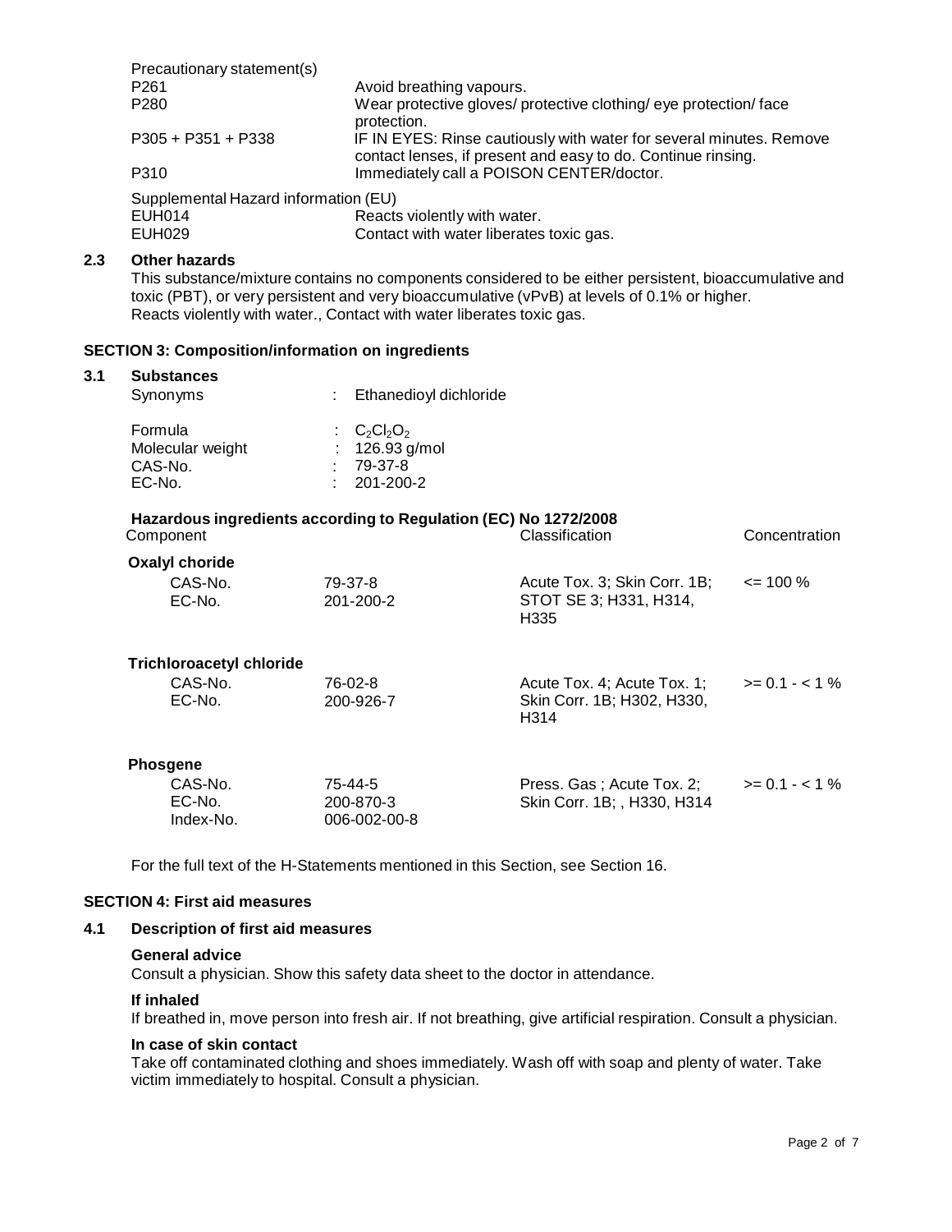Precautionary statement(s)

| | |
|---|---|
| P261 | Avoid breathing vapours. |
| P280 | Wear protective gloves/ protective clothing/ eye protection/ face protection. |
| P305 + P351 + P338 | IF IN EYES: Rinse cautiously with water for several minutes. Remove contact lenses, if present and easy to do. Continue rinsing. |
| P310 | Immediately call a POISON CENTER/doctor. |

Supplemental Hazard information (EU)

| | |
|---|---|
| EUH014 | Reacts violently with water. |
| EUH029 | Contact with water liberates toxic gas. |

## 2.3 Other hazards

This substance/mixture contains no components considered to be either persistent, bioaccumulative and toxic (PBT), or very persistent and very bioaccumulative (vPvB) at levels of 0.1% or higher.
Reacts violently with water., Contact with water liberates toxic gas.

# SECTION 3: Composition/information on ingredients

## 3.1 Substances

| | |
|---|---|
| Synonyms | : Ethanedioyl dichloride |
| Formula | : $C_2Cl_2O_2$ |
| Molecular weight | : 126.93 g/mol |
| CAS-No. | : 79-37-8 |
| EC-No. | : 201-200-2 |

**Hazardous ingredients according to Regulation (EC) No 1272/2008**

| Component | | Classification | Concentration |
|---|---|---|---|
| **Oxalyl choride** | | | |
| CAS-No.<br>EC-No. | 79-37-8<br>201-200-2 | Acute Tox. 3; Skin Corr. 1B; STOT SE 3; H331, H314, H335 | <= 100 % |
| **Trichloroacetyl chloride** | | | |
| CAS-No.<br>EC-No. | 76-02-8<br>200-926-7 | Acute Tox. 4; Acute Tox. 1; Skin Corr. 1B; H302, H330, H314 | >= 0.1 - < 1 % |
| **Phosgene** | | | |
| CAS-No.<br>EC-No.<br>Index-No. | 75-44-5<br>200-870-3<br>006-002-00-8 | Press. Gas ; Acute Tox. 2; Skin Corr. 1B; , H330, H314 | >= 0.1 - < 1 % |

For the full text of the H-Statements mentioned in this Section, see Section 16.

# SECTION 4: First aid measures

## 4.1 Description of first aid measures

**General advice**

Consult a physician. Show this safety data sheet to the doctor in attendance.

**If inhaled**

If breathed in, move person into fresh air. If not breathing, give artificial respiration. Consult a physician.

**In case of skin contact**

Take off contaminated clothing and shoes immediately. Wash off with soap and plenty of water. Take victim immediately to hospital. Consult a physician.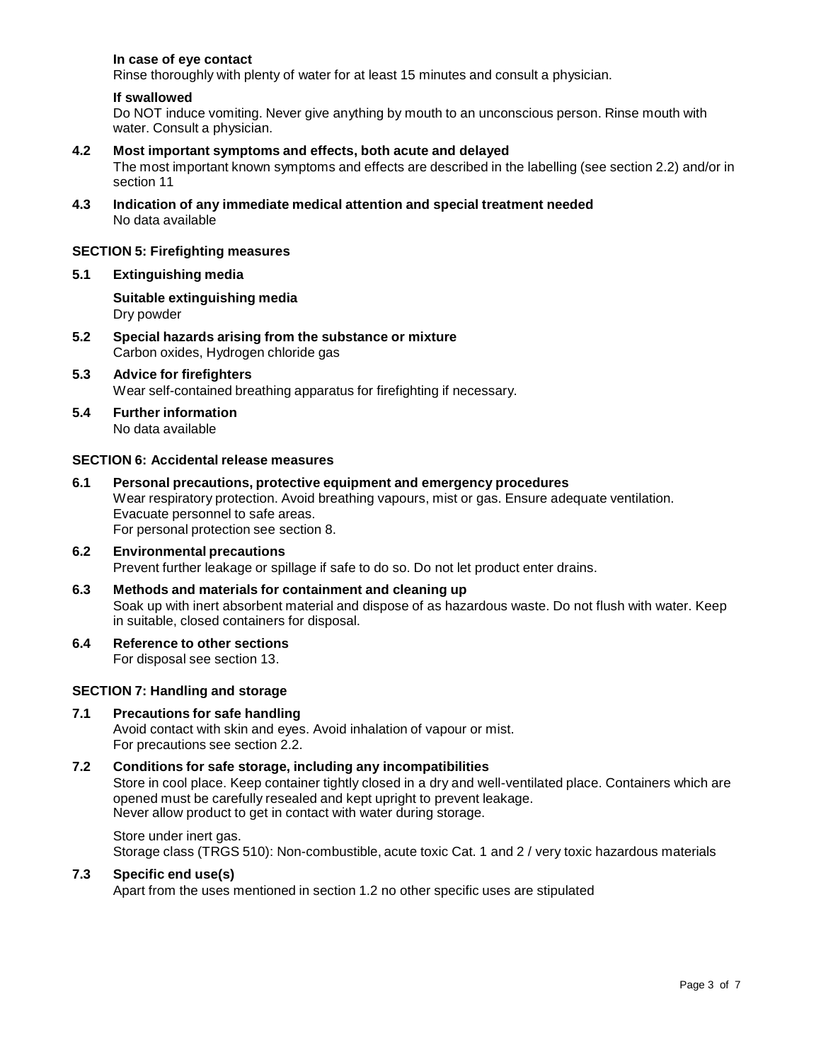**In case of eye contact**

Rinse thoroughly with plenty of water for at least 15 minutes and consult a physician.

**If swallowed**

Do NOT induce vomiting. Never give anything by mouth to an unconscious person. Rinse mouth with water. Consult a physician.

### 4.2 Most important symptoms and effects, both acute and delayed

The most important known symptoms and effects are described in the labelling (see section 2.2) and/or in section 11

### 4.3 Indication of any immediate medical attention and special treatment needed

No data available

## SECTION 5: Firefighting measures

### 5.1 Extinguishing media

**Suitable extinguishing media**

Dry powder

### 5.2 Special hazards arising from the substance or mixture

Carbon oxides, Hydrogen chloride gas

### 5.3 Advice for firefighters

Wear self-contained breathing apparatus for firefighting if necessary.

### 5.4 Further information

No data available

## SECTION 6: Accidental release measures

### 6.1 Personal precautions, protective equipment and emergency procedures

Wear respiratory protection. Avoid breathing vapours, mist or gas. Ensure adequate ventilation.
Evacuate personnel to safe areas.
For personal protection see section 8.

### 6.2 Environmental precautions

Prevent further leakage or spillage if safe to do so. Do not let product enter drains.

### 6.3 Methods and materials for containment and cleaning up

Soak up with inert absorbent material and dispose of as hazardous waste. Do not flush with water. Keep in suitable, closed containers for disposal.

### 6.4 Reference to other sections

For disposal see section 13.

## SECTION 7: Handling and storage

### 7.1 Precautions for safe handling

Avoid contact with skin and eyes. Avoid inhalation of vapour or mist.
For precautions see section 2.2.

### 7.2 Conditions for safe storage, including any incompatibilities

Store in cool place. Keep container tightly closed in a dry and well-ventilated place. Containers which are opened must be carefully resealed and kept upright to prevent leakage.
Never allow product to get in contact with water during storage.

Store under inert gas.
Storage class (TRGS 510): Non-combustible, acute toxic Cat. 1 and 2 / very toxic hazardous materials

### 7.3 Specific end use(s)

Apart from the uses mentioned in section 1.2 no other specific uses are stipulated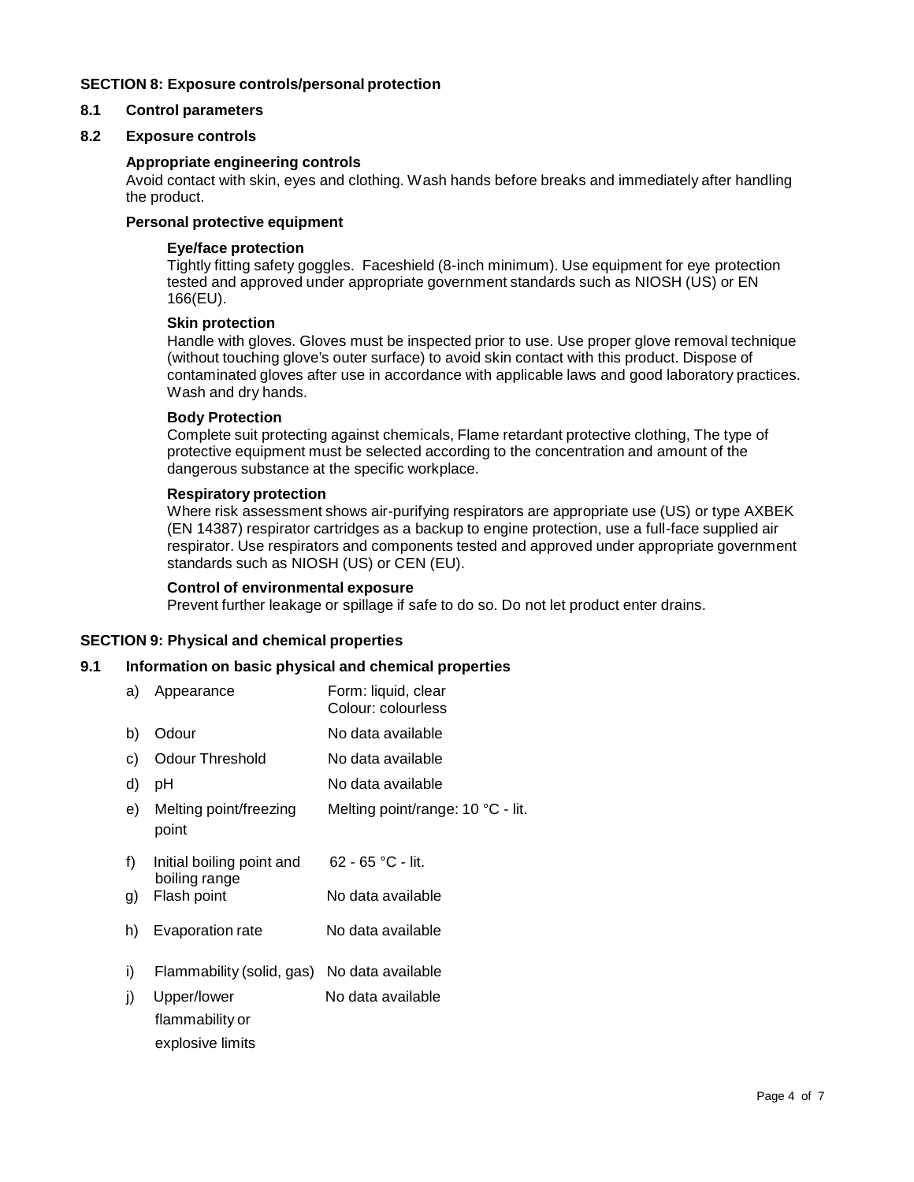## SECTION 8: Exposure controls/personal protection

### 8.1 Control parameters

### 8.2 Exposure controls

**Appropriate engineering controls**

Avoid contact with skin, eyes and clothing. Wash hands before breaks and immediately after handling the product.

**Personal protective equipment**

**Eye/face protection**

Tightly fitting safety goggles. Faceshield (8-inch minimum). Use equipment for eye protection tested and approved under appropriate government standards such as NIOSH (US) or EN 166(EU).

**Skin protection**

Handle with gloves. Gloves must be inspected prior to use. Use proper glove removal technique (without touching glove's outer surface) to avoid skin contact with this product. Dispose of contaminated gloves after use in accordance with applicable laws and good laboratory practices. Wash and dry hands.

**Body Protection**

Complete suit protecting against chemicals, Flame retardant protective clothing, The type of protective equipment must be selected according to the concentration and amount of the dangerous substance at the specific workplace.

**Respiratory protection**

Where risk assessment shows air-purifying respirators are appropriate use (US) or type AXBEK (EN 14387) respirator cartridges as a backup to engine protection, use a full-face supplied air respirator. Use respirators and components tested and approved under appropriate government standards such as NIOSH (US) or CEN (EU).

**Control of environmental exposure**

Prevent further leakage or spillage if safe to do so. Do not let product enter drains.

## SECTION 9: Physical and chemical properties

### 9.1 Information on basic physical and chemical properties

| | | |
|---|---|---|
| a) | Appearance | Form: liquid, clear<br>Colour: colourless |
| b) | Odour | No data available |
| c) | Odour Threshold | No data available |
| d) | pH | No data available |
| e) | Melting point/freezing point | Melting point/range: 10 °C - lit. |
| f) | Initial boiling point and boiling range | 62 - 65 °C - lit. |
| g) | Flash point | No data available |
| h) | Evaporation rate | No data available |
| i) | Flammability (solid, gas) | No data available |
| j) | Upper/lower flammability or explosive limits | No data available |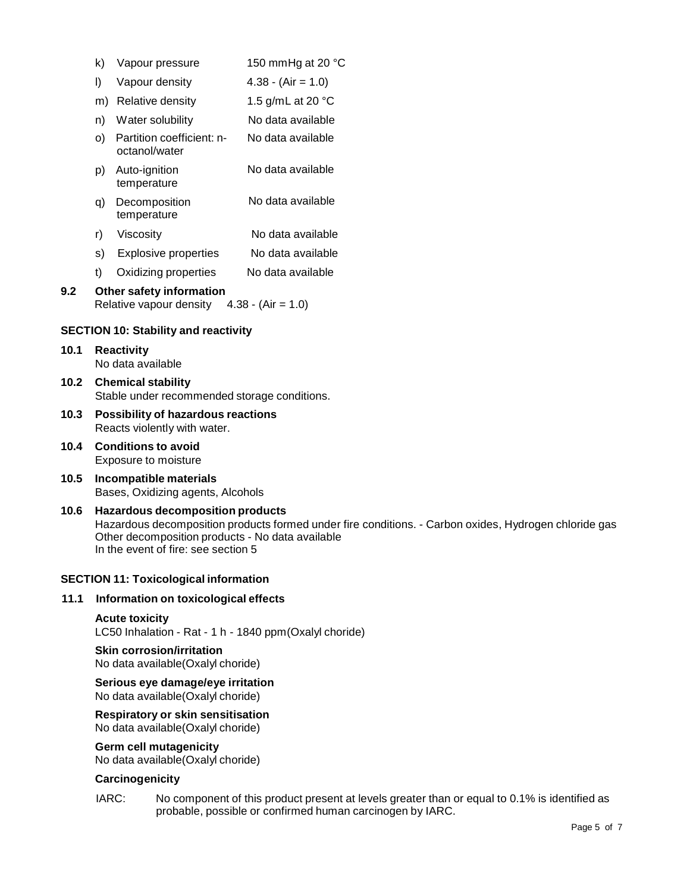| | | |
|---|---|---|
| k) | Vapour pressure | 150 mmHg at 20 °C |
| l) | Vapour density | 4.38 - (Air = 1.0) |
| m) | Relative density | 1.5 g/mL at 20 °C |
| n) | Water solubility | No data available |
| o) | Partition coefficient: n-octanol/water | No data available |
| p) | Auto-ignition temperature | No data available |
| q) | Decomposition temperature | No data available |
| r) | Viscosity | No data available |
| s) | Explosive properties | No data available |
| t) | Oxidizing properties | No data available |

**9.2 Other safety information**

Relative vapour density 4.38 - (Air = 1.0)

## SECTION 10: Stability and reactivity

**10.1 Reactivity**

No data available

**10.2 Chemical stability**

Stable under recommended storage conditions.

**10.3 Possibility of hazardous reactions**

Reacts violently with water.

**10.4 Conditions to avoid**

Exposure to moisture

**10.5 Incompatible materials**

Bases, Oxidizing agents, Alcohols

**10.6 Hazardous decomposition products**

Hazardous decomposition products formed under fire conditions. - Carbon oxides, Hydrogen chloride gas
Other decomposition products - No data available
In the event of fire: see section 5

## SECTION 11: Toxicological information

**11.1 Information on toxicological effects**

**Acute toxicity**

LC50 Inhalation - Rat - 1 h - 1840 ppm(Oxalyl choride)

**Skin corrosion/irritation**

No data available(Oxalyl choride)

**Serious eye damage/eye irritation**

No data available(Oxalyl choride)

**Respiratory or skin sensitisation**

No data available(Oxalyl choride)

**Germ cell mutagenicity**

No data available(Oxalyl choride)

**Carcinogenicity**

IARC: No component of this product present at levels greater than or equal to 0.1% is identified as probable, possible or confirmed human carcinogen by IARC.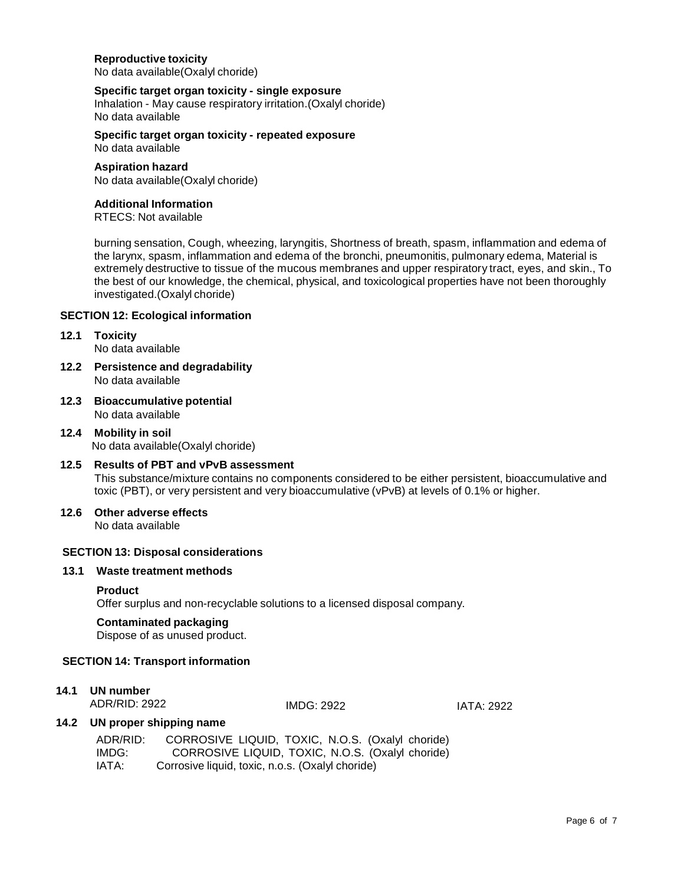**Reproductive toxicity**
No data available(Oxalyl choride)

**Specific target organ toxicity - single exposure**
Inhalation - May cause respiratory irritation.(Oxalyl choride)
No data available

**Specific target organ toxicity - repeated exposure**
No data available

**Aspiration hazard**
No data available(Oxalyl choride)

**Additional Information**
RTECS: Not available

burning sensation, Cough, wheezing, laryngitis, Shortness of breath, spasm, inflammation and edema of the larynx, spasm, inflammation and edema of the bronchi, pneumonitis, pulmonary edema, Material is extremely destructive to tissue of the mucous membranes and upper respiratory tract, eyes, and skin., To the best of our knowledge, the chemical, physical, and toxicological properties have not been thoroughly investigated.(Oxalyl choride)

## SECTION 12: Ecological information

### 12.1 Toxicity
No data available

### 12.2 Persistence and degradability
No data available

### 12.3 Bioaccumulative potential
No data available

### 12.4 Mobility in soil
No data available(Oxalyl choride)

### 12.5 Results of PBT and vPvB assessment
This substance/mixture contains no components considered to be either persistent, bioaccumulative and toxic (PBT), or very persistent and very bioaccumulative (vPvB) at levels of 0.1% or higher.

### 12.6 Other adverse effects
No data available

## SECTION 13: Disposal considerations

### 13.1 Waste treatment methods

**Product**
Offer surplus and non-recyclable solutions to a licensed disposal company.

**Contaminated packaging**
Dispose of as unused product.

## SECTION 14: Transport information

### 14.1 UN number
ADR/RID: 2922 IMDG: 2922 IATA: 2922

### 14.2 UN proper shipping name
ADR/RID: CORROSIVE LIQUID, TOXIC, N.O.S. (Oxalyl choride)
IMDG: CORROSIVE LIQUID, TOXIC, N.O.S. (Oxalyl choride)
IATA: Corrosive liquid, toxic, n.o.s. (Oxalyl choride)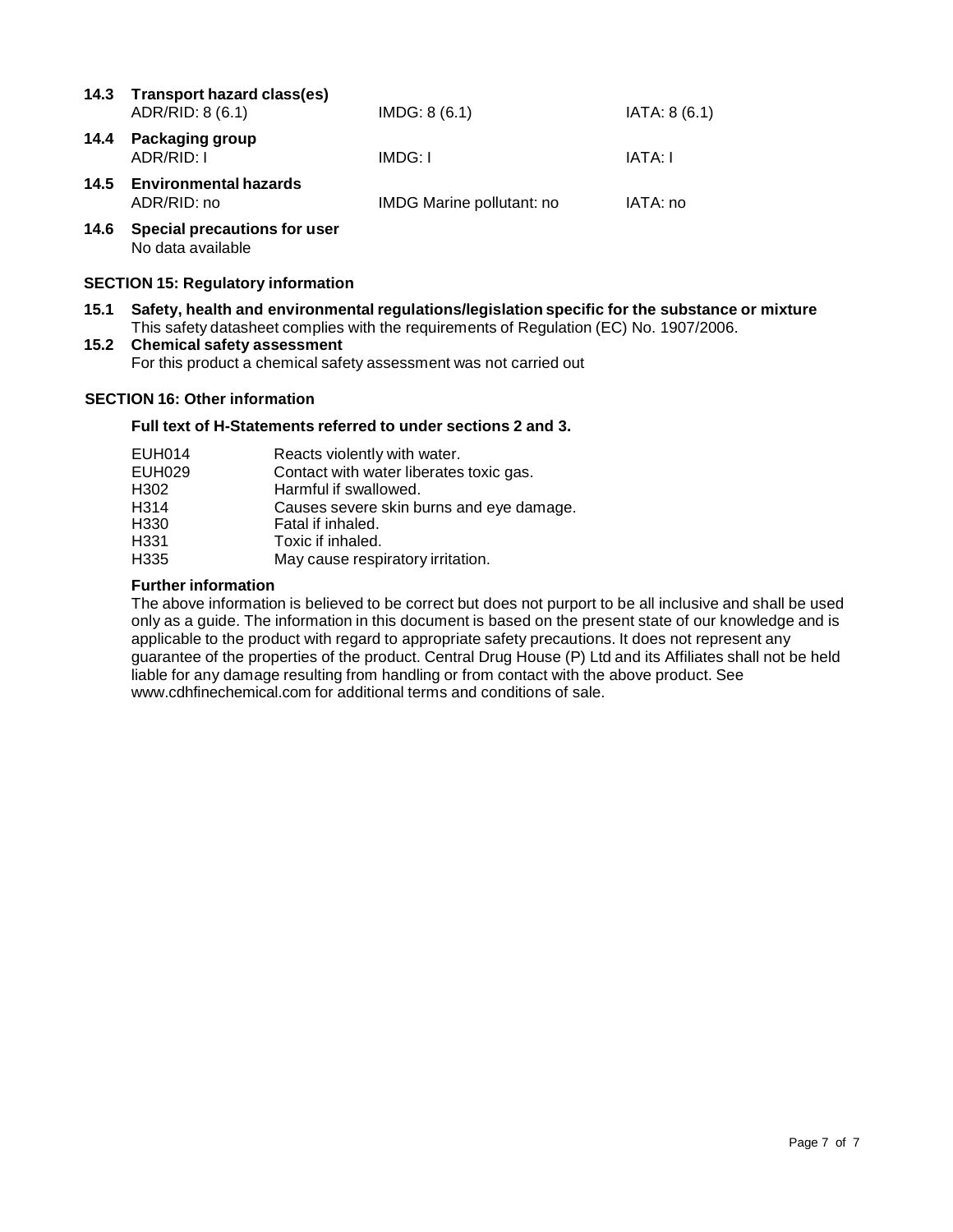**14.3 Transport hazard class(es)**

| | | |
|---|---|---|
| ADR/RID: 8 (6.1) | IMDG: 8 (6.1) | IATA: 8 (6.1) |

**14.4 Packaging group**

| | | |
|---|---|---|
| ADR/RID: I | IMDG: I | IATA: I |

**14.5 Environmental hazards**

| | | |
|---|---|---|
| ADR/RID: no | IMDG Marine pollutant: no | IATA: no |

**14.6 Special precautions for user**

No data available

## SECTION 15: Regulatory information

**15.1 Safety, health and environmental regulations/legislation specific for the substance or mixture**

This safety datasheet complies with the requirements of Regulation (EC) No. 1907/2006.

**15.2 Chemical safety assessment**

For this product a chemical safety assessment was not carried out

## SECTION 16: Other information

**Full text of H-Statements referred to under sections 2 and 3.**

| | |
|---|---|
| EUH014 | Reacts violently with water. |
| EUH029 | Contact with water liberates toxic gas. |
| H302 | Harmful if swallowed. |
| H314 | Causes severe skin burns and eye damage. |
| H330 | Fatal if inhaled. |
| H331 | Toxic if inhaled. |
| H335 | May cause respiratory irritation. |

**Further information**

The above information is believed to be correct but does not purport to be all inclusive and shall be used only as a guide. The information in this document is based on the present state of our knowledge and is applicable to the product with regard to appropriate safety precautions. It does not represent any guarantee of the properties of the product. Central Drug House (P) Ltd and its Affiliates shall not be held liable for any damage resulting from handling or from contact with the above product. See www.cdhfinechemical.com for additional terms and conditions of sale.